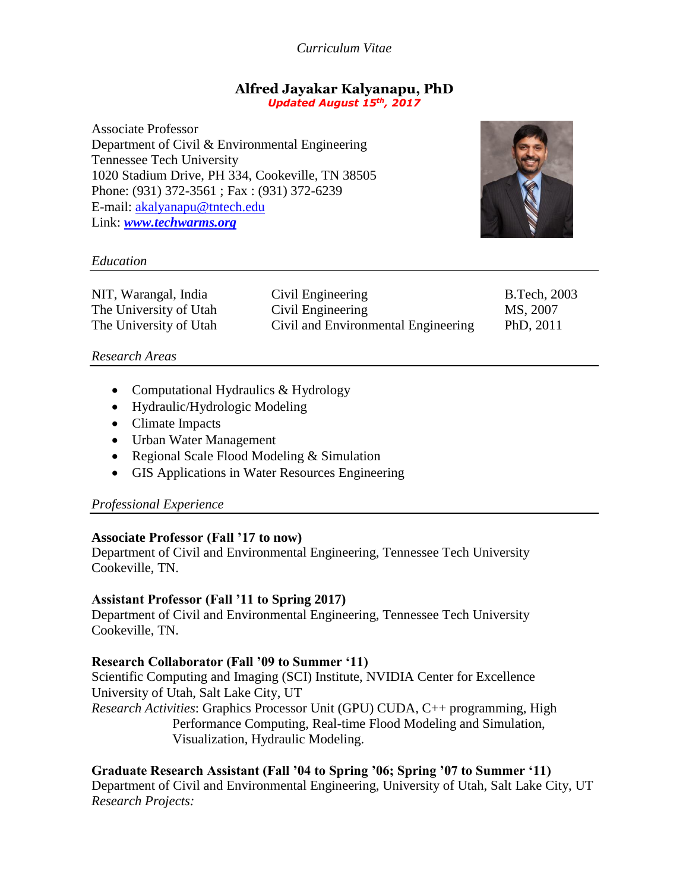*Curriculum Vitae*

# Alfred Jayakar Kalyanapu, PhD

***Updated August 15th, 2017***

Associate Professor
Department of Civil & Environmental Engineering
Tennessee Tech University
1020 Stadium Drive, PH 334, Cookeville, TN 38505
Phone: (931) 372-3561 ; Fax : (931) 372-6239
E-mail: akalyanapu@tntech.edu
Link: ***www.techwarms.org***

## *Education*

| | | |
|---|---|---|
| NIT, Warangal, India | Civil Engineering | B.Tech, 2003 |
| The University of Utah | Civil Engineering | MS, 2007 |
| The University of Utah | Civil and Environmental Engineering | PhD, 2011 |

## *Research Areas*

- Computational Hydraulics & Hydrology
- Hydraulic/Hydrologic Modeling
- Climate Impacts
- Urban Water Management
- Regional Scale Flood Modeling & Simulation
- GIS Applications in Water Resources Engineering

## *Professional Experience*

**Associate Professor (Fall '17 to now)**
Department of Civil and Environmental Engineering, Tennessee Tech University
Cookeville, TN.

**Assistant Professor (Fall '11 to Spring 2017)**
Department of Civil and Environmental Engineering, Tennessee Tech University
Cookeville, TN.

**Research Collaborator (Fall '09 to Summer '11)**
Scientific Computing and Imaging (SCI) Institute, NVIDIA Center for Excellence
University of Utah, Salt Lake City, UT
*Research Activities*: Graphics Processor Unit (GPU) CUDA, C++ programming, High Performance Computing, Real-time Flood Modeling and Simulation, Visualization, Hydraulic Modeling.

**Graduate Research Assistant (Fall '04 to Spring '06; Spring '07 to Summer '11)**
Department of Civil and Environmental Engineering, University of Utah, Salt Lake City, UT
*Research Projects:*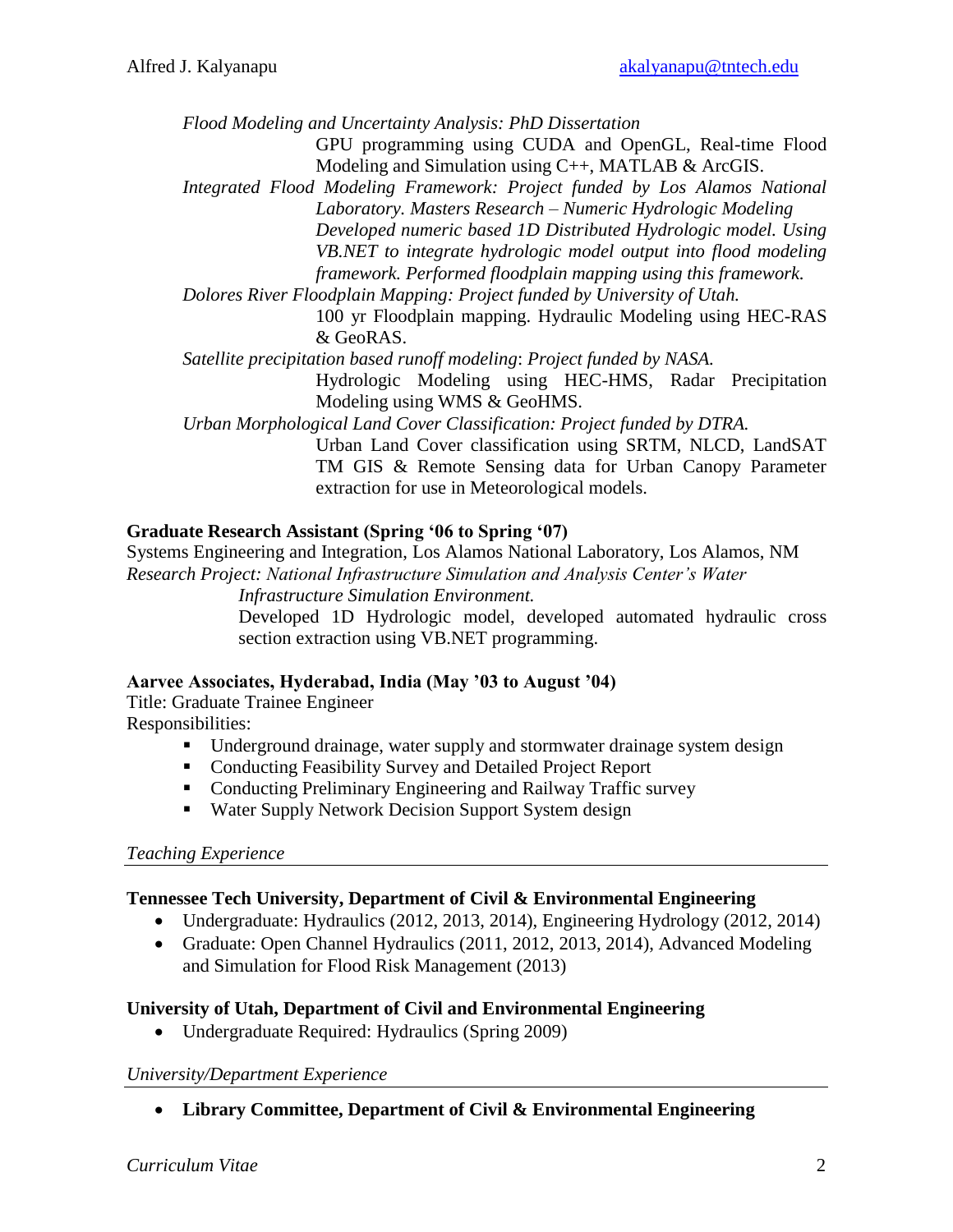*Flood Modeling and Uncertainty Analysis: PhD Dissertation*

GPU programming using CUDA and OpenGL, Real-time Flood Modeling and Simulation using C++, MATLAB & ArcGIS.

*Integrated Flood Modeling Framework: Project funded by Los Alamos National Laboratory. Masters Research – Numeric Hydrologic Modeling*

*Developed numeric based 1D Distributed Hydrologic model. Using VB.NET to integrate hydrologic model output into flood modeling framework. Performed floodplain mapping using this framework.*

*Dolores River Floodplain Mapping: Project funded by University of Utah.*

100 yr Floodplain mapping. Hydraulic Modeling using HEC-RAS & GeoRAS.

*Satellite precipitation based runoff modeling*: *Project funded by NASA.*

Hydrologic Modeling using HEC-HMS, Radar Precipitation Modeling using WMS & GeoHMS.

*Urban Morphological Land Cover Classification: Project funded by DTRA.*

Urban Land Cover classification using SRTM, NLCD, LandSAT TM GIS & Remote Sensing data for Urban Canopy Parameter extraction for use in Meteorological models.

**Graduate Research Assistant (Spring '06 to Spring '07)**

Systems Engineering and Integration, Los Alamos National Laboratory, Los Alamos, NM

Research Project: *National Infrastructure Simulation and Analysis Center's Water Infrastructure Simulation Environment.*

Developed 1D Hydrologic model, developed automated hydraulic cross section extraction using VB.NET programming.

**Aarvee Associates, Hyderabad, India (May '03 to August '04)**

Title: Graduate Trainee Engineer

Responsibilities:

- Underground drainage, water supply and stormwater drainage system design
- Conducting Feasibility Survey and Detailed Project Report
- Conducting Preliminary Engineering and Railway Traffic survey
- Water Supply Network Decision Support System design

## *Teaching Experience*

**Tennessee Tech University, Department of Civil & Environmental Engineering**

- Undergraduate: Hydraulics (2012, 2013, 2014), Engineering Hydrology (2012, 2014)
- Graduate: Open Channel Hydraulics (2011, 2012, 2013, 2014), Advanced Modeling and Simulation for Flood Risk Management (2013)

**University of Utah, Department of Civil and Environmental Engineering**

- Undergraduate Required: Hydraulics (Spring 2009)

## *University/Department Experience*

- **Library Committee, Department of Civil & Environmental Engineering**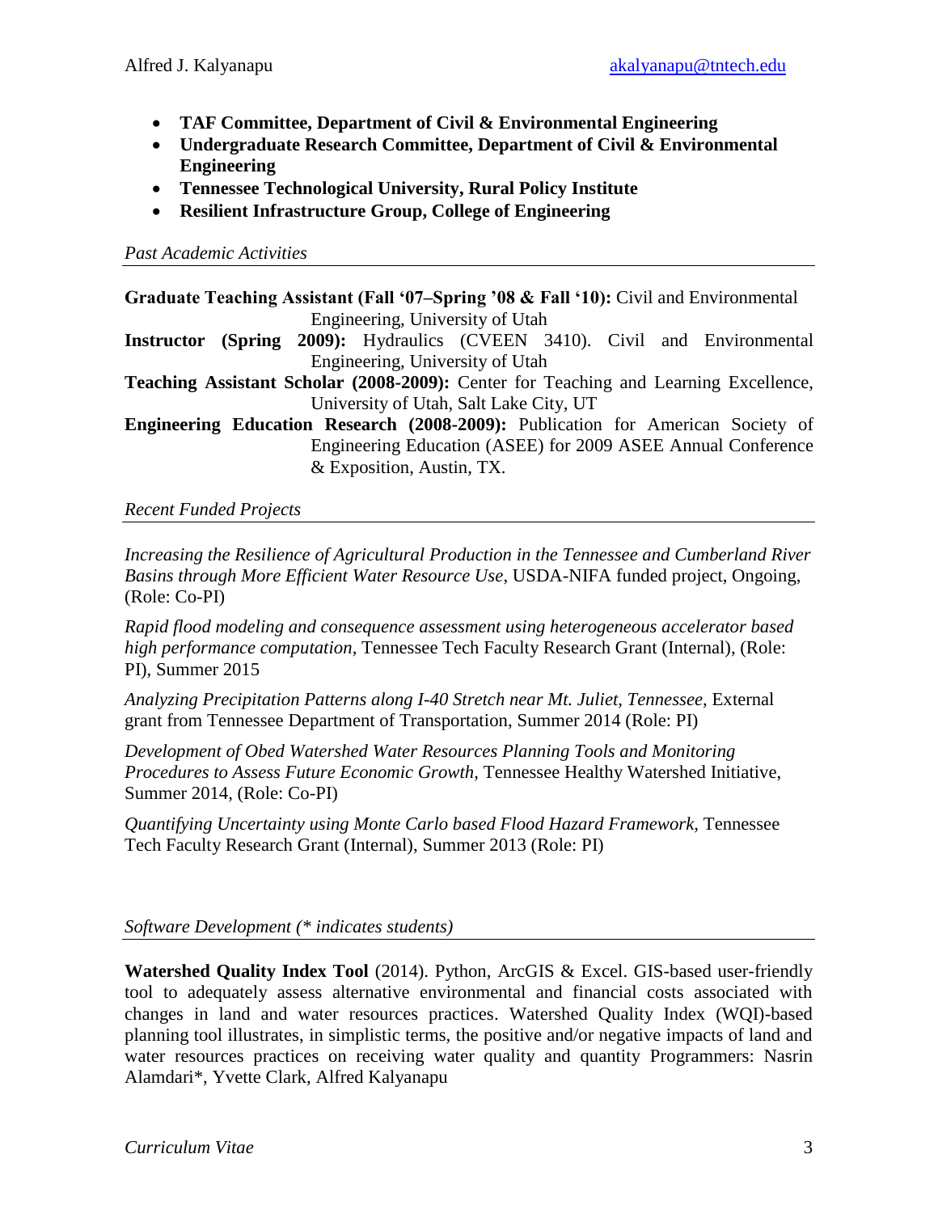- **TAF Committee, Department of Civil & Environmental Engineering**
- **Undergraduate Research Committee, Department of Civil & Environmental Engineering**
- **Tennessee Technological University, Rural Policy Institute**
- **Resilient Infrastructure Group, College of Engineering**

*Past Academic Activities*

**Graduate Teaching Assistant (Fall '07–Spring '08 & Fall '10):** Civil and Environmental Engineering, University of Utah

**Instructor (Spring 2009):** Hydraulics (CVEEN 3410). Civil and Environmental Engineering, University of Utah

**Teaching Assistant Scholar (2008-2009):** Center for Teaching and Learning Excellence, University of Utah, Salt Lake City, UT

**Engineering Education Research (2008-2009):** Publication for American Society of Engineering Education (ASEE) for 2009 ASEE Annual Conference & Exposition, Austin, TX.

*Recent Funded Projects*

*Increasing the Resilience of Agricultural Production in the Tennessee and Cumberland River Basins through More Efficient Water Resource Use,* USDA-NIFA funded project, Ongoing, (Role: Co-PI)

*Rapid flood modeling and consequence assessment using heterogeneous accelerator based high performance computation,* Tennessee Tech Faculty Research Grant (Internal), (Role: PI), Summer 2015

*Analyzing Precipitation Patterns along I-40 Stretch near Mt. Juliet, Tennessee,* External grant from Tennessee Department of Transportation, Summer 2014 (Role: PI)

*Development of Obed Watershed Water Resources Planning Tools and Monitoring Procedures to Assess Future Economic Growth,* Tennessee Healthy Watershed Initiative, Summer 2014, (Role: Co-PI)

*Quantifying Uncertainty using Monte Carlo based Flood Hazard Framework,* Tennessee Tech Faculty Research Grant (Internal), Summer 2013 (Role: PI)

*Software Development (* indicates students)*

**Watershed Quality Index Tool** (2014). Python, ArcGIS & Excel. GIS-based user-friendly tool to adequately assess alternative environmental and financial costs associated with changes in land and water resources practices. Watershed Quality Index (WQI)-based planning tool illustrates, in simplistic terms, the positive and/or negative impacts of land and water resources practices on receiving water quality and quantity Programmers: Nasrin Alamdari*, Yvette Clark, Alfred Kalyanapu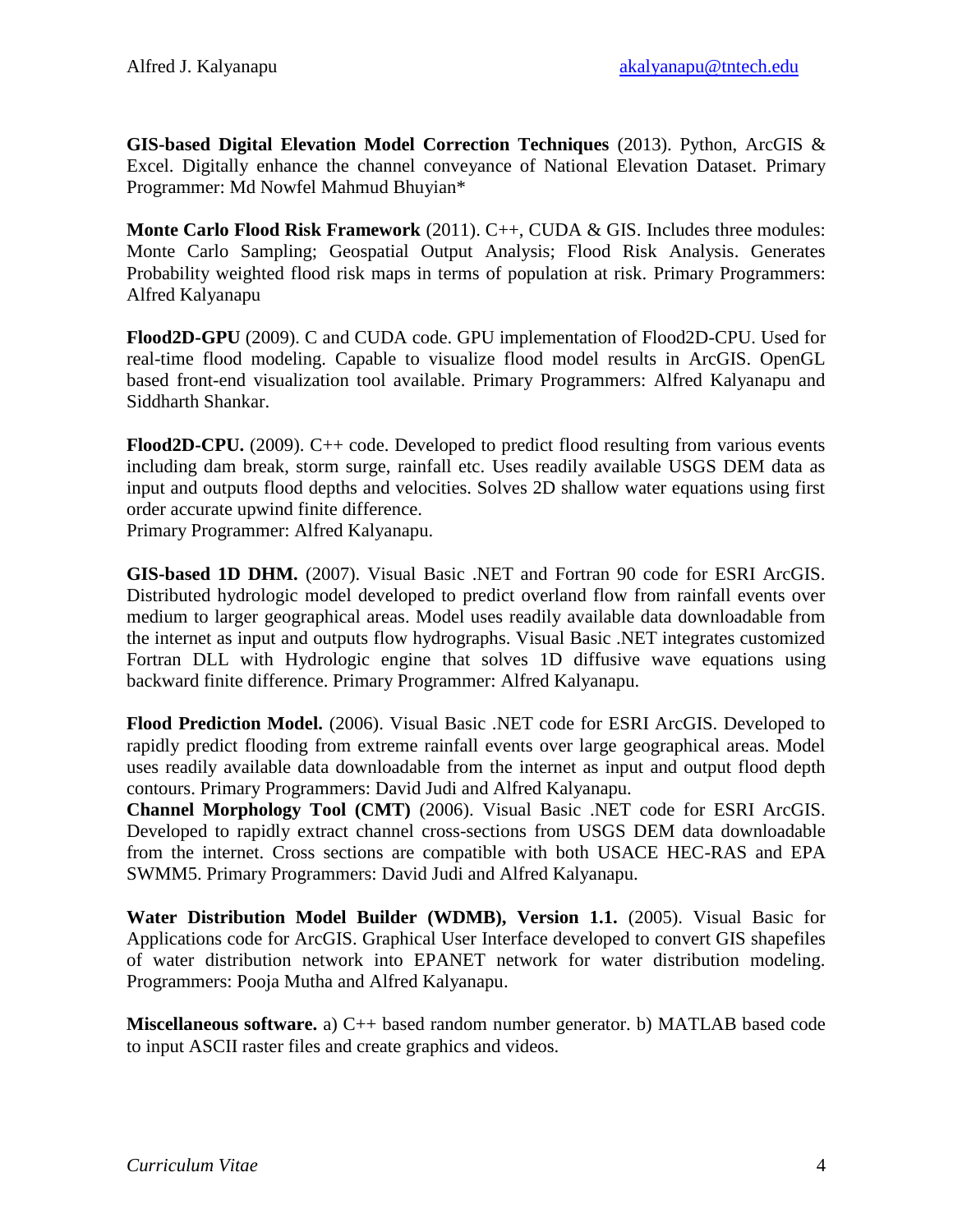**GIS-based Digital Elevation Model Correction Techniques** (2013). Python, ArcGIS & Excel. Digitally enhance the channel conveyance of National Elevation Dataset. Primary Programmer: Md Nowfel Mahmud Bhuyian*

**Monte Carlo Flood Risk Framework** (2011). C++, CUDA & GIS. Includes three modules: Monte Carlo Sampling; Geospatial Output Analysis; Flood Risk Analysis. Generates Probability weighted flood risk maps in terms of population at risk. Primary Programmers: Alfred Kalyanapu

**Flood2D-GPU** (2009). C and CUDA code. GPU implementation of Flood2D-CPU. Used for real-time flood modeling. Capable to visualize flood model results in ArcGIS. OpenGL based front-end visualization tool available. Primary Programmers: Alfred Kalyanapu and Siddharth Shankar.

**Flood2D-CPU.** (2009). C++ code. Developed to predict flood resulting from various events including dam break, storm surge, rainfall etc. Uses readily available USGS DEM data as input and outputs flood depths and velocities. Solves 2D shallow water equations using first order accurate upwind finite difference.
Primary Programmer: Alfred Kalyanapu.

**GIS-based 1D DHM.** (2007). Visual Basic .NET and Fortran 90 code for ESRI ArcGIS. Distributed hydrologic model developed to predict overland flow from rainfall events over medium to larger geographical areas. Model uses readily available data downloadable from the internet as input and outputs flow hydrographs. Visual Basic .NET integrates customized Fortran DLL with Hydrologic engine that solves 1D diffusive wave equations using backward finite difference. Primary Programmer: Alfred Kalyanapu.

**Flood Prediction Model.** (2006). Visual Basic .NET code for ESRI ArcGIS. Developed to rapidly predict flooding from extreme rainfall events over large geographical areas. Model uses readily available data downloadable from the internet as input and output flood depth contours. Primary Programmers: David Judi and Alfred Kalyanapu.

**Channel Morphology Tool (CMT)** (2006). Visual Basic .NET code for ESRI ArcGIS. Developed to rapidly extract channel cross-sections from USGS DEM data downloadable from the internet. Cross sections are compatible with both USACE HEC-RAS and EPA SWMM5. Primary Programmers: David Judi and Alfred Kalyanapu.

**Water Distribution Model Builder (WDMB), Version 1.1.** (2005). Visual Basic for Applications code for ArcGIS. Graphical User Interface developed to convert GIS shapefiles of water distribution network into EPANET network for water distribution modeling. Programmers: Pooja Mutha and Alfred Kalyanapu.

**Miscellaneous software.** a) C++ based random number generator. b) MATLAB based code to input ASCII raster files and create graphics and videos.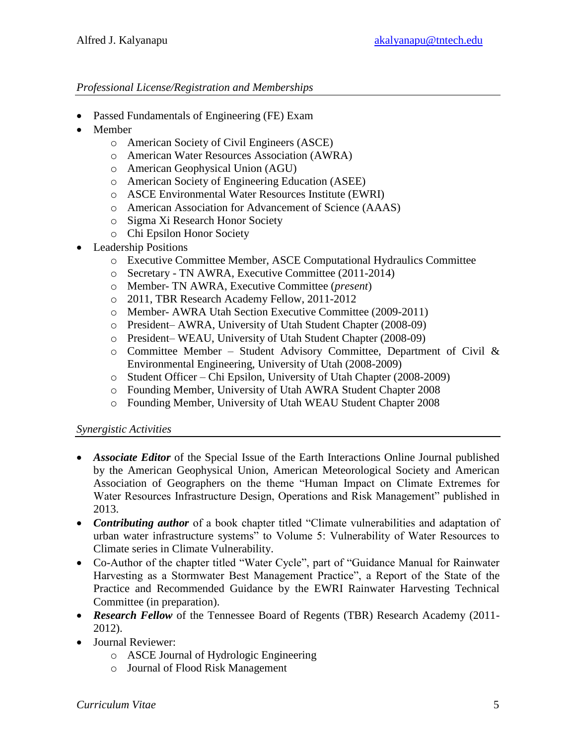### *Professional License/Registration and Memberships*

- Passed Fundamentals of Engineering (FE) Exam
- Member
  - American Society of Civil Engineers (ASCE)
  - American Water Resources Association (AWRA)
  - American Geophysical Union (AGU)
  - American Society of Engineering Education (ASEE)
  - ASCE Environmental Water Resources Institute (EWRI)
  - American Association for Advancement of Science (AAAS)
  - Sigma Xi Research Honor Society
  - Chi Epsilon Honor Society
- Leadership Positions
  - Executive Committee Member, ASCE Computational Hydraulics Committee
  - Secretary - TN AWRA, Executive Committee (2011-2014)
  - Member- TN AWRA, Executive Committee (*present*)
  - 2011, TBR Research Academy Fellow, 2011-2012
  - Member- AWRA Utah Section Executive Committee (2009-2011)
  - President– AWRA, University of Utah Student Chapter (2008-09)
  - President– WEAU, University of Utah Student Chapter (2008-09)
  - Committee Member – Student Advisory Committee, Department of Civil & Environmental Engineering, University of Utah (2008-2009)
  - Student Officer – Chi Epsilon, University of Utah Chapter (2008-2009)
  - Founding Member, University of Utah AWRA Student Chapter 2008
  - Founding Member, University of Utah WEAU Student Chapter 2008

### *Synergistic Activities*

- ***Associate Editor*** of the Special Issue of the Earth Interactions Online Journal published by the American Geophysical Union, American Meteorological Society and American Association of Geographers on the theme "Human Impact on Climate Extremes for Water Resources Infrastructure Design, Operations and Risk Management" published in 2013.
- ***Contributing author*** of a book chapter titled "Climate vulnerabilities and adaptation of urban water infrastructure systems" to Volume 5: Vulnerability of Water Resources to Climate series in Climate Vulnerability.
- Co-Author of the chapter titled "Water Cycle", part of "Guidance Manual for Rainwater Harvesting as a Stormwater Best Management Practice", a Report of the State of the Practice and Recommended Guidance by the EWRI Rainwater Harvesting Technical Committee (in preparation).
- ***Research Fellow*** of the Tennessee Board of Regents (TBR) Research Academy (2011-2012).
- Journal Reviewer:
  - ASCE Journal of Hydrologic Engineering
  - Journal of Flood Risk Management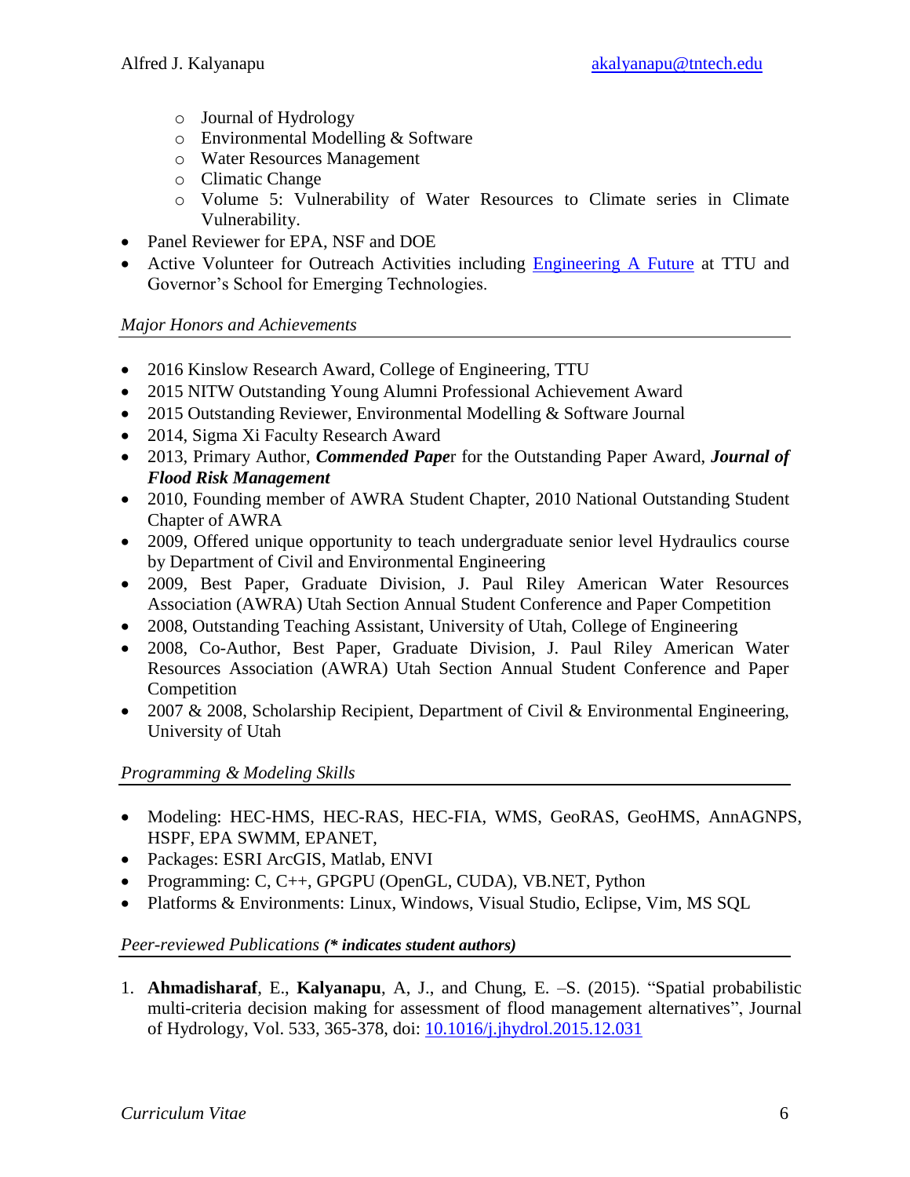- Journal of Hydrology
    - Environmental Modelling & Software
    - Water Resources Management
    - Climatic Change
    - Volume 5: Vulnerability of Water Resources to Climate series in Climate Vulnerability.
- Panel Reviewer for EPA, NSF and DOE
- Active Volunteer for Outreach Activities including [Engineering A Future]() at TTU and Governor's School for Emerging Technologies.

### *Major Honors and Achievements*

- 2016 Kinslow Research Award, College of Engineering, TTU
- 2015 NITW Outstanding Young Alumni Professional Achievement Award
- 2015 Outstanding Reviewer, Environmental Modelling & Software Journal
- 2014, Sigma Xi Faculty Research Award
- 2013, Primary Author, ***Commended Pape***r for the Outstanding Paper Award, ***Journal of Flood Risk Management***
- 2010, Founding member of AWRA Student Chapter, 2010 National Outstanding Student Chapter of AWRA
- 2009, Offered unique opportunity to teach undergraduate senior level Hydraulics course by Department of Civil and Environmental Engineering
- 2009, Best Paper, Graduate Division, J. Paul Riley American Water Resources Association (AWRA) Utah Section Annual Student Conference and Paper Competition
- 2008, Outstanding Teaching Assistant, University of Utah, College of Engineering
- 2008, Co-Author, Best Paper, Graduate Division, J. Paul Riley American Water Resources Association (AWRA) Utah Section Annual Student Conference and Paper Competition
- 2007 & 2008, Scholarship Recipient, Department of Civil & Environmental Engineering, University of Utah

### *Programming & Modeling Skills*

- Modeling: HEC-HMS, HEC-RAS, HEC-FIA, WMS, GeoRAS, GeoHMS, AnnAGNPS, HSPF, EPA SWMM, EPANET,
- Packages: ESRI ArcGIS, Matlab, ENVI
- Programming: C, C++, GPGPU (OpenGL, CUDA), VB.NET, Python
- Platforms & Environments: Linux, Windows, Visual Studio, Eclipse, Vim, MS SQL

### *Peer-reviewed Publications* ***(* indicates student authors)***

1. **Ahmadisharaf**, E., **Kalyanapu**, A, J., and Chung, E. –S. (2015). "Spatial probabilistic multi-criteria decision making for assessment of flood management alternatives", Journal of Hydrology, Vol. 533, 365-378, doi: [10.1016/j.jhydrol.2015.12.031]()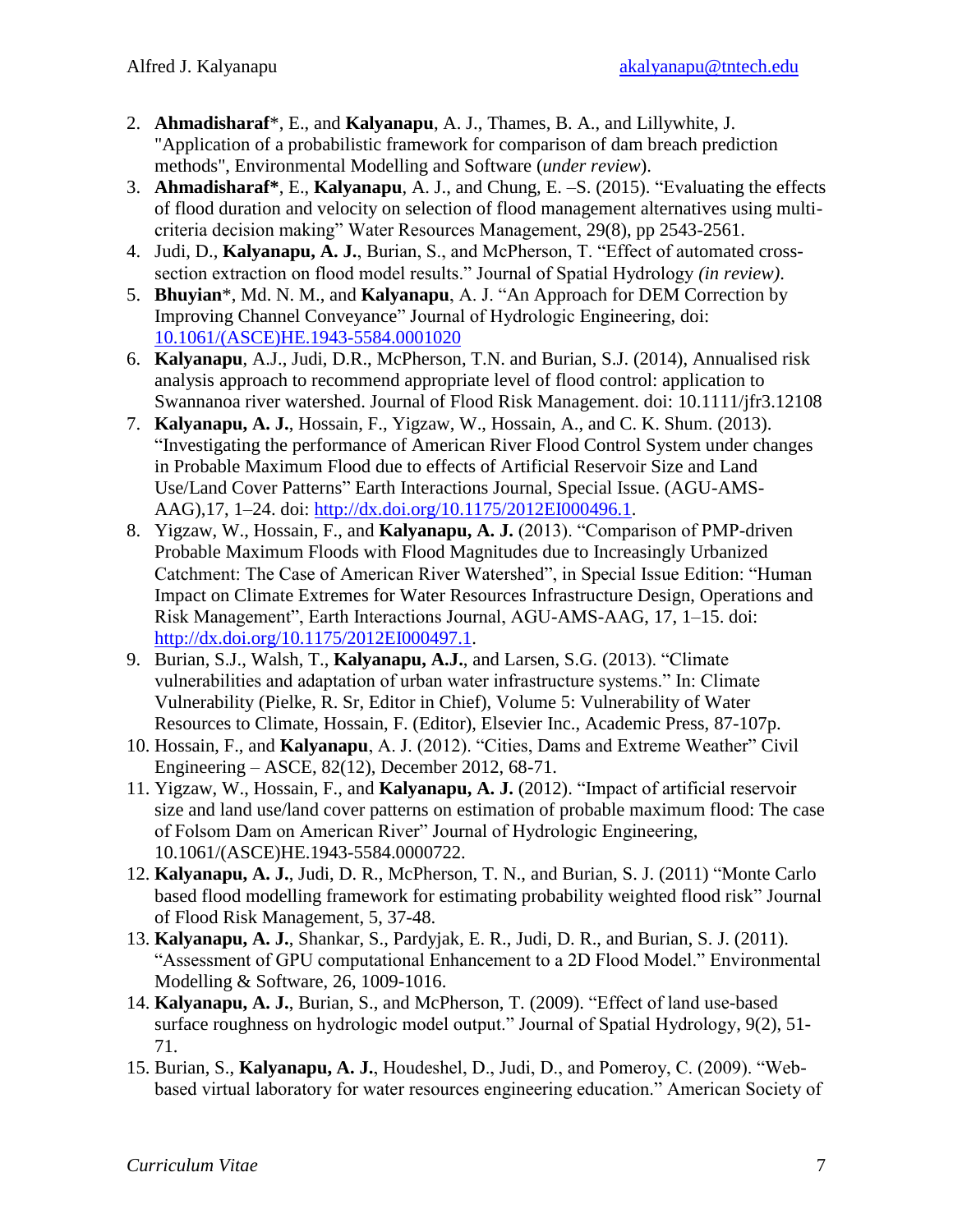2. **Ahmadisharaf***, E., and **Kalyanapu**, A. J., Thames, B. A., and Lillywhite, J. "Application of a probabilistic framework for comparison of dam breach prediction methods", Environmental Modelling and Software (*under review*).
3. **Ahmadisharaf***, E., **Kalyanapu**, A. J., and Chung, E. –S. (2015). "Evaluating the effects of flood duration and velocity on selection of flood management alternatives using multi-criteria decision making" Water Resources Management, 29(8), pp 2543-2561.
4. Judi, D., **Kalyanapu, A. J.**, Burian, S., and McPherson, T. "Effect of automated cross-section extraction on flood model results." Journal of Spatial Hydrology *(in review)*.
5. **Bhuyian***, Md. N. M., and **Kalyanapu**, A. J. "An Approach for DEM Correction by Improving Channel Conveyance" Journal of Hydrologic Engineering, doi: [10.1061/(ASCE)HE.1943-5584.0001020](10.1061/(ASCE)HE.1943-5584.0001020)
6. **Kalyanapu**, A.J., Judi, D.R., McPherson, T.N. and Burian, S.J. (2014), Annualised risk analysis approach to recommend appropriate level of flood control: application to Swannanoa river watershed. Journal of Flood Risk Management. doi: 10.1111/jfr3.12108
7. **Kalyanapu, A. J.**, Hossain, F., Yigzaw, W., Hossain, A., and C. K. Shum. (2013). "Investigating the performance of American River Flood Control System under changes in Probable Maximum Flood due to effects of Artificial Reservoir Size and Land Use/Land Cover Patterns" Earth Interactions Journal, Special Issue. (AGU-AMS-AAG),17, 1–24. doi: [http://dx.doi.org/10.1175/2012EI000496.1](http://dx.doi.org/10.1175/2012EI000496.1).
8. Yigzaw, W., Hossain, F., and **Kalyanapu, A. J.** (2013). "Comparison of PMP-driven Probable Maximum Floods with Flood Magnitudes due to Increasingly Urbanized Catchment: The Case of American River Watershed", in Special Issue Edition: "Human Impact on Climate Extremes for Water Resources Infrastructure Design, Operations and Risk Management", Earth Interactions Journal, AGU-AMS-AAG, 17, 1–15. doi: [http://dx.doi.org/10.1175/2012EI000497.1](http://dx.doi.org/10.1175/2012EI000497.1).
9. Burian, S.J., Walsh, T., **Kalyanapu, A.J.**, and Larsen, S.G. (2013). "Climate vulnerabilities and adaptation of urban water infrastructure systems." In: Climate Vulnerability (Pielke, R. Sr, Editor in Chief), Volume 5: Vulnerability of Water Resources to Climate, Hossain, F. (Editor), Elsevier Inc., Academic Press, 87-107p.
10. Hossain, F., and **Kalyanapu**, A. J. (2012). "Cities, Dams and Extreme Weather" Civil Engineering – ASCE, 82(12), December 2012, 68-71.
11. Yigzaw, W., Hossain, F., and **Kalyanapu, A. J.** (2012). "Impact of artificial reservoir size and land use/land cover patterns on estimation of probable maximum flood: The case of Folsom Dam on American River" Journal of Hydrologic Engineering, 10.1061/(ASCE)HE.1943-5584.0000722.
12. **Kalyanapu, A. J.**, Judi, D. R., McPherson, T. N., and Burian, S. J. (2011) "Monte Carlo based flood modelling framework for estimating probability weighted flood risk" Journal of Flood Risk Management, 5, 37-48.
13. **Kalyanapu, A. J.**, Shankar, S., Pardyjak, E. R., Judi, D. R., and Burian, S. J. (2011). "Assessment of GPU computational Enhancement to a 2D Flood Model." Environmental Modelling & Software, 26, 1009-1016.
14. **Kalyanapu, A. J.**, Burian, S., and McPherson, T. (2009). "Effect of land use-based surface roughness on hydrologic model output." Journal of Spatial Hydrology, 9(2), 51-71.
15. Burian, S., **Kalyanapu, A. J.**, Houdeshel, D., Judi, D., and Pomeroy, C. (2009). "Web-based virtual laboratory for water resources engineering education." American Society of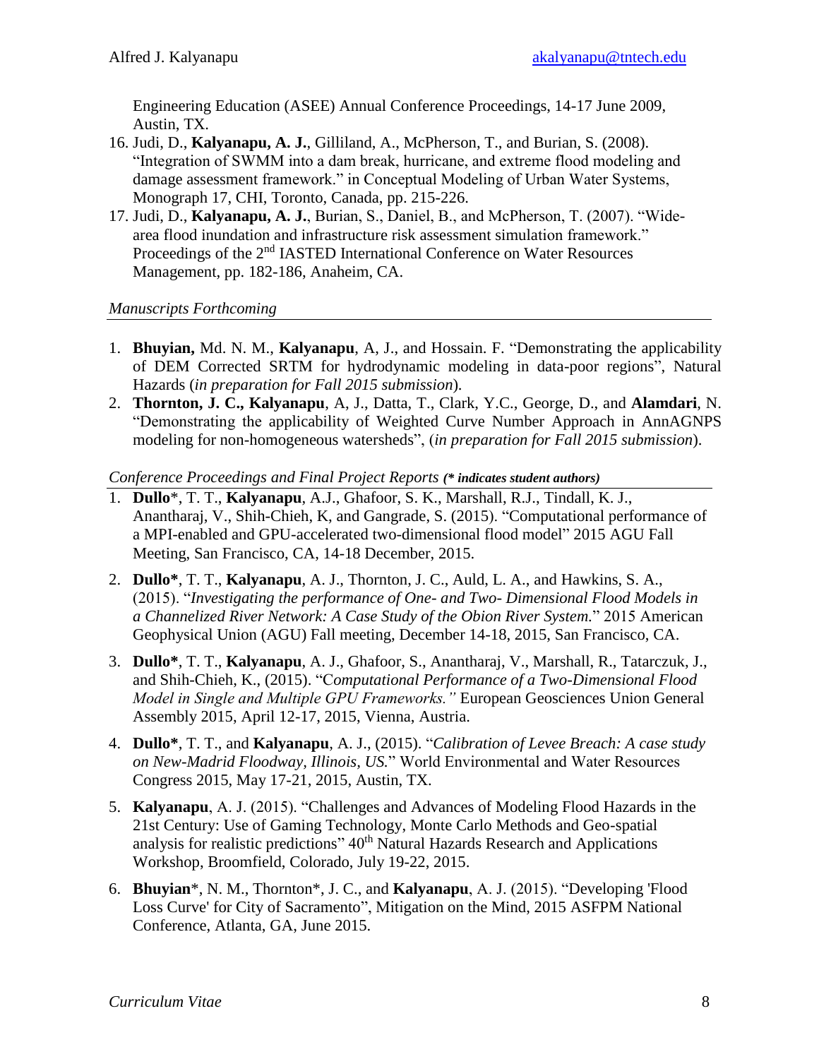Engineering Education (ASEE) Annual Conference Proceedings, 14-17 June 2009, Austin, TX.

16. Judi, D., **Kalyanapu, A. J.**, Gilliland, A., McPherson, T., and Burian, S. (2008). "Integration of SWMM into a dam break, hurricane, and extreme flood modeling and damage assessment framework." in Conceptual Modeling of Urban Water Systems, Monograph 17, CHI, Toronto, Canada, pp. 215-226.
17. Judi, D., **Kalyanapu, A. J.**, Burian, S., Daniel, B., and McPherson, T. (2007). "Wide-area flood inundation and infrastructure risk assessment simulation framework." Proceedings of the 2nd IASTED International Conference on Water Resources Management, pp. 182-186, Anaheim, CA.

*Manuscripts Forthcoming*

1. **Bhuyian,** Md. N. M., **Kalyanapu**, A, J., and Hossain. F. "Demonstrating the applicability of DEM Corrected SRTM for hydrodynamic modeling in data-poor regions", Natural Hazards (*in preparation for Fall 2015 submission*).
2. **Thornton, J. C., Kalyanapu**, A, J., Datta, T., Clark, Y.C., George, D., and **Alamdari**, N. "Demonstrating the applicability of Weighted Curve Number Approach in AnnAGNPS modeling for non-homogeneous watersheds", (*in preparation for Fall 2015 submission*).

*Conference Proceedings and Final Project Reports* ***(\* indicates student authors)***

1. **Dullo**\*, T. T., **Kalyanapu**, A.J., Ghafoor, S. K., Marshall, R.J., Tindall, K. J., Anantharaj, V., Shih-Chieh, K, and Gangrade, S. (2015). "Computational performance of a MPI-enabled and GPU-accelerated two-dimensional flood model" 2015 AGU Fall Meeting, San Francisco, CA, 14-18 December, 2015.
2. **Dullo\***, T. T., **Kalyanapu**, A. J., Thornton, J. C., Auld, L. A., and Hawkins, S. A., (2015). "*Investigating the performance of One- and Two- Dimensional Flood Models in a Channelized River Network: A Case Study of the Obion River System.*" 2015 American Geophysical Union (AGU) Fall meeting, December 14-18, 2015, San Francisco, CA.
3. **Dullo\***, T. T., **Kalyanapu**, A. J., Ghafoor, S., Anantharaj, V., Marshall, R., Tatarczuk, J., and Shih-Chieh, K., (2015). "C*omputational Performance of a Two-Dimensional Flood Model in Single and Multiple GPU Frameworks."* European Geosciences Union General Assembly 2015, April 12-17, 2015, Vienna, Austria.
4. **Dullo\***, T. T., and **Kalyanapu**, A. J., (2015). "*Calibration of Levee Breach: A case study on New-Madrid Floodway, Illinois, US.*" World Environmental and Water Resources Congress 2015, May 17-21, 2015, Austin, TX.
5. **Kalyanapu**, A. J. (2015). "Challenges and Advances of Modeling Flood Hazards in the 21st Century: Use of Gaming Technology, Monte Carlo Methods and Geo-spatial analysis for realistic predictions" 40th Natural Hazards Research and Applications Workshop, Broomfield, Colorado, July 19-22, 2015.
6. **Bhuyian**\*, N. M., Thornton\*, J. C., and **Kalyanapu**, A. J. (2015). "Developing 'Flood Loss Curve' for City of Sacramento", Mitigation on the Mind, 2015 ASFPM National Conference, Atlanta, GA, June 2015.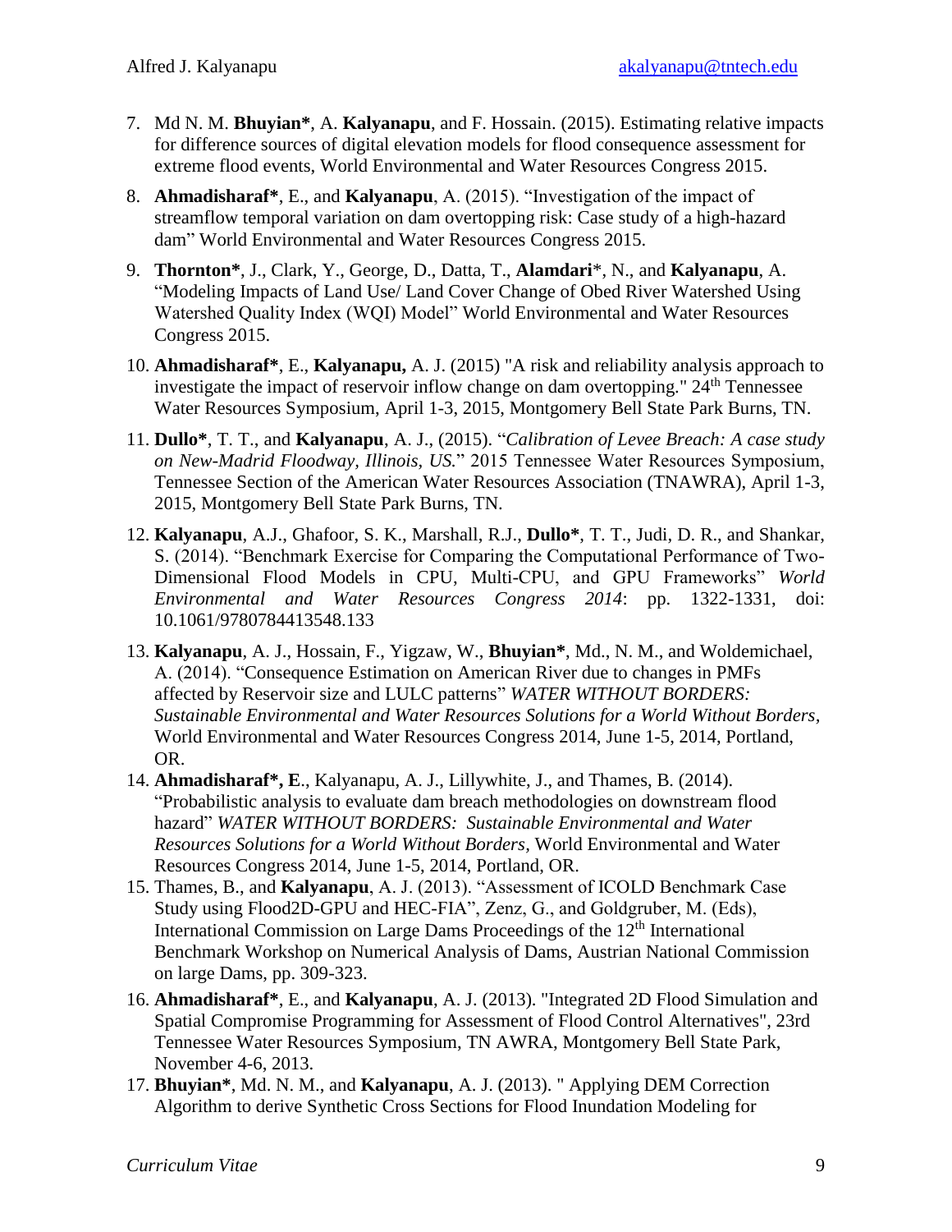7. Md N. M. **Bhuyian***, A. **Kalyanapu**, and F. Hossain. (2015). Estimating relative impacts for difference sources of digital elevation models for flood consequence assessment for extreme flood events, World Environmental and Water Resources Congress 2015.
8. **Ahmadisharaf***, E., and **Kalyanapu**, A. (2015). "Investigation of the impact of streamflow temporal variation on dam overtopping risk: Case study of a high-hazard dam" World Environmental and Water Resources Congress 2015.
9. **Thornton***, J., Clark, Y., George, D., Datta, T., **Alamdari***, N., and **Kalyanapu**, A. "Modeling Impacts of Land Use/ Land Cover Change of Obed River Watershed Using Watershed Quality Index (WQI) Model" World Environmental and Water Resources Congress 2015.
10. **Ahmadisharaf***, E., **Kalyanapu,** A. J. (2015) "A risk and reliability analysis approach to investigate the impact of reservoir inflow change on dam overtopping." 24th Tennessee Water Resources Symposium, April 1-3, 2015, Montgomery Bell State Park Burns, TN.
11. **Dullo***, T. T., and **Kalyanapu**, A. J., (2015). "*Calibration of Levee Breach: A case study on New-Madrid Floodway, Illinois, US.*" 2015 Tennessee Water Resources Symposium, Tennessee Section of the American Water Resources Association (TNAWRA), April 1-3, 2015, Montgomery Bell State Park Burns, TN.
12. **Kalyanapu**, A.J., Ghafoor, S. K., Marshall, R.J., **Dullo***, T. T., Judi, D. R., and Shankar, S. (2014). "Benchmark Exercise for Comparing the Computational Performance of Two-Dimensional Flood Models in CPU, Multi-CPU, and GPU Frameworks" *World Environmental and Water Resources Congress 2014*: pp. 1322-1331, doi: 10.1061/9780784413548.133
13. **Kalyanapu**, A. J., Hossain, F., Yigzaw, W., **Bhuyian***, Md., N. M., and Woldemichael, A. (2014). "Consequence Estimation on American River due to changes in PMFs affected by Reservoir size and LULC patterns" *WATER WITHOUT BORDERS: Sustainable Environmental and Water Resources Solutions for a World Without Borders*, World Environmental and Water Resources Congress 2014, June 1-5, 2014, Portland, OR.
14. **Ahmadisharaf*, E**., Kalyanapu, A. J., Lillywhite, J., and Thames, B. (2014). "Probabilistic analysis to evaluate dam breach methodologies on downstream flood hazard" *WATER WITHOUT BORDERS: Sustainable Environmental and Water Resources Solutions for a World Without Borders*, World Environmental and Water Resources Congress 2014, June 1-5, 2014, Portland, OR.
15. Thames, B., and **Kalyanapu**, A. J. (2013). "Assessment of ICOLD Benchmark Case Study using Flood2D-GPU and HEC-FIA", Zenz, G., and Goldgruber, M. (Eds), International Commission on Large Dams Proceedings of the 12th International Benchmark Workshop on Numerical Analysis of Dams, Austrian National Commission on large Dams, pp. 309-323.
16. **Ahmadisharaf***, E., and **Kalyanapu**, A. J. (2013). "Integrated 2D Flood Simulation and Spatial Compromise Programming for Assessment of Flood Control Alternatives", 23rd Tennessee Water Resources Symposium, TN AWRA, Montgomery Bell State Park, November 4-6, 2013.
17. **Bhuyian***, Md. N. M., and **Kalyanapu**, A. J. (2013). " Applying DEM Correction Algorithm to derive Synthetic Cross Sections for Flood Inundation Modeling for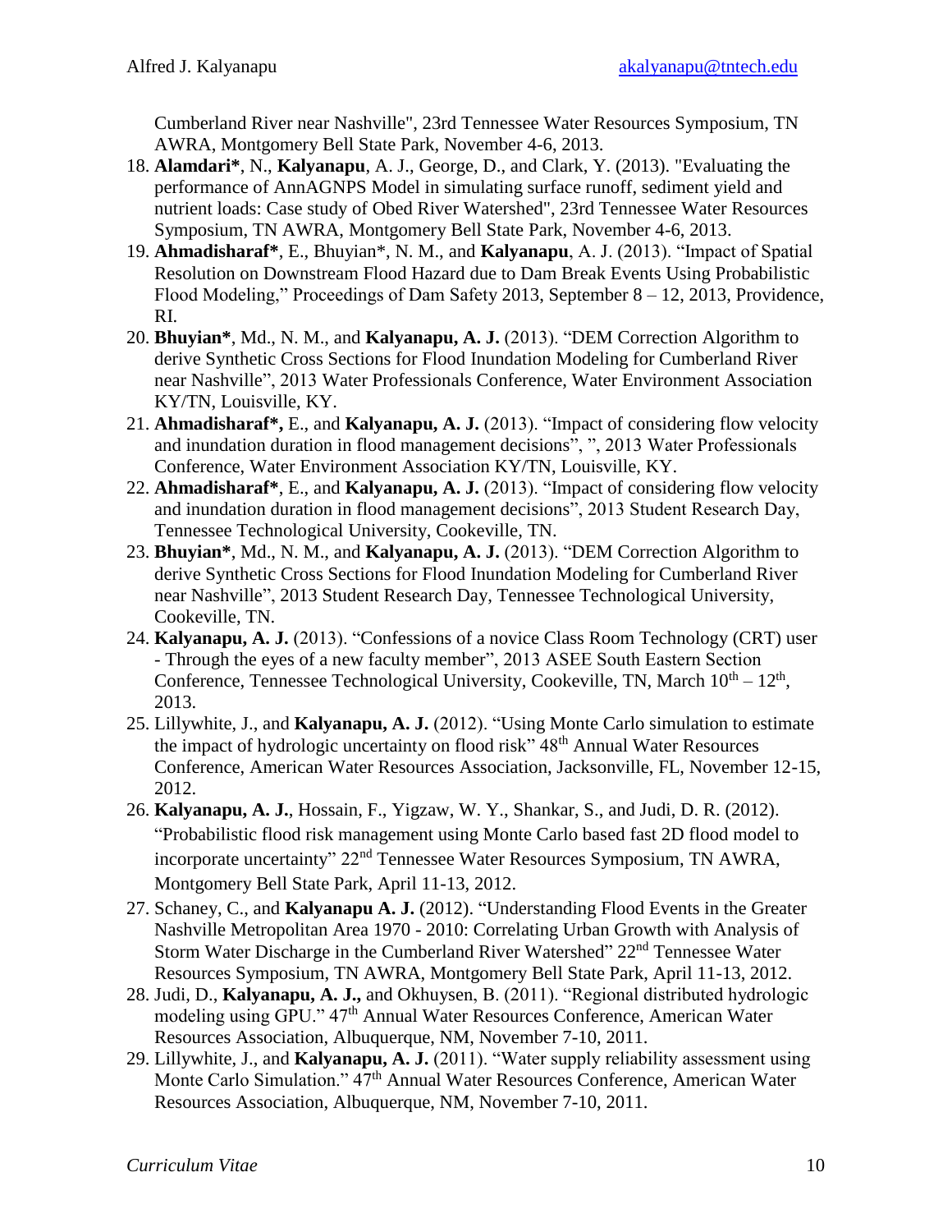Cumberland River near Nashville", 23rd Tennessee Water Resources Symposium, TN AWRA, Montgomery Bell State Park, November 4-6, 2013.

18. **Alamdari***, N., **Kalyanapu**, A. J., George, D., and Clark, Y. (2013). "Evaluating the performance of AnnAGNPS Model in simulating surface runoff, sediment yield and nutrient loads: Case study of Obed River Watershed", 23rd Tennessee Water Resources Symposium, TN AWRA, Montgomery Bell State Park, November 4-6, 2013.
19. **Ahmadisharaf***, E., Bhuyian*, N. M., and **Kalyanapu**, A. J. (2013). "Impact of Spatial Resolution on Downstream Flood Hazard due to Dam Break Events Using Probabilistic Flood Modeling," Proceedings of Dam Safety 2013, September 8 – 12, 2013, Providence, RI.
20. **Bhuyian***, Md., N. M., and **Kalyanapu, A. J.** (2013). "DEM Correction Algorithm to derive Synthetic Cross Sections for Flood Inundation Modeling for Cumberland River near Nashville", 2013 Water Professionals Conference, Water Environment Association KY/TN, Louisville, KY.
21. **Ahmadisharaf*,** E., and **Kalyanapu, A. J.** (2013). "Impact of considering flow velocity and inundation duration in flood management decisions", ", 2013 Water Professionals Conference, Water Environment Association KY/TN, Louisville, KY.
22. **Ahmadisharaf***, E., and **Kalyanapu, A. J.** (2013). "Impact of considering flow velocity and inundation duration in flood management decisions", 2013 Student Research Day, Tennessee Technological University, Cookeville, TN.
23. **Bhuyian***, Md., N. M., and **Kalyanapu, A. J.** (2013). "DEM Correction Algorithm to derive Synthetic Cross Sections for Flood Inundation Modeling for Cumberland River near Nashville", 2013 Student Research Day, Tennessee Technological University, Cookeville, TN.
24. **Kalyanapu, A. J.** (2013). "Confessions of a novice Class Room Technology (CRT) user - Through the eyes of a new faculty member", 2013 ASEE South Eastern Section Conference, Tennessee Technological University, Cookeville, TN, March 10th – 12th, 2013.
25. Lillywhite, J., and **Kalyanapu, A. J.** (2012). "Using Monte Carlo simulation to estimate the impact of hydrologic uncertainty on flood risk" 48th Annual Water Resources Conference, American Water Resources Association, Jacksonville, FL, November 12-15, 2012.
26. **Kalyanapu, A. J.**, Hossain, F., Yigzaw, W. Y., Shankar, S., and Judi, D. R. (2012). "Probabilistic flood risk management using Monte Carlo based fast 2D flood model to incorporate uncertainty" 22nd Tennessee Water Resources Symposium, TN AWRA, Montgomery Bell State Park, April 11-13, 2012.
27. Schaney, C., and **Kalyanapu A. J.** (2012). "Understanding Flood Events in the Greater Nashville Metropolitan Area 1970 - 2010: Correlating Urban Growth with Analysis of Storm Water Discharge in the Cumberland River Watershed" 22nd Tennessee Water Resources Symposium, TN AWRA, Montgomery Bell State Park, April 11-13, 2012.
28. Judi, D., **Kalyanapu, A. J.,** and Okhuysen, B. (2011). "Regional distributed hydrologic modeling using GPU." 47th Annual Water Resources Conference, American Water Resources Association, Albuquerque, NM, November 7-10, 2011.
29. Lillywhite, J., and **Kalyanapu, A. J.** (2011). "Water supply reliability assessment using Monte Carlo Simulation." 47th Annual Water Resources Conference, American Water Resources Association, Albuquerque, NM, November 7-10, 2011.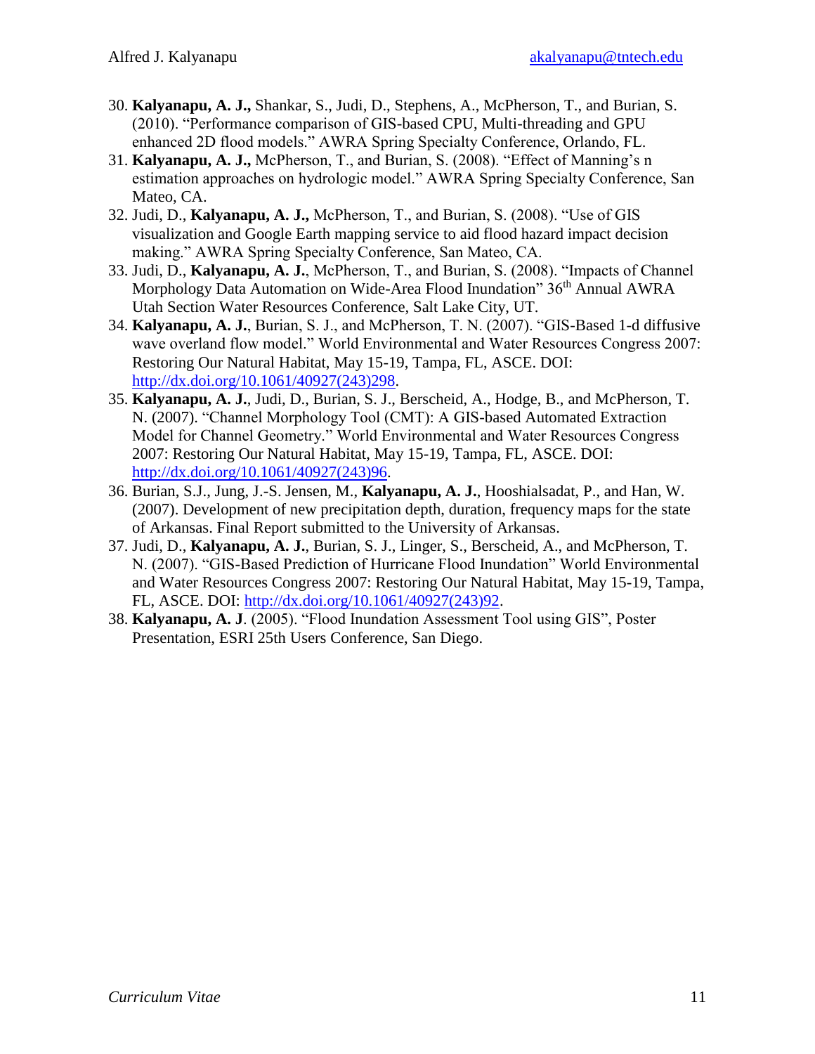30. **Kalyanapu, A. J.,** Shankar, S., Judi, D., Stephens, A., McPherson, T., and Burian, S. (2010). "Performance comparison of GIS-based CPU, Multi-threading and GPU enhanced 2D flood models." AWRA Spring Specialty Conference, Orlando, FL.
31. **Kalyanapu, A. J.,** McPherson, T., and Burian, S. (2008). "Effect of Manning's n estimation approaches on hydrologic model." AWRA Spring Specialty Conference, San Mateo, CA.
32. Judi, D., **Kalyanapu, A. J.,** McPherson, T., and Burian, S. (2008). "Use of GIS visualization and Google Earth mapping service to aid flood hazard impact decision making." AWRA Spring Specialty Conference, San Mateo, CA.
33. Judi, D., **Kalyanapu, A. J.**, McPherson, T., and Burian, S. (2008). "Impacts of Channel Morphology Data Automation on Wide-Area Flood Inundation" 36th Annual AWRA Utah Section Water Resources Conference, Salt Lake City, UT.
34. **Kalyanapu, A. J.**, Burian, S. J., and McPherson, T. N. (2007). "GIS-Based 1-d diffusive wave overland flow model." World Environmental and Water Resources Congress 2007: Restoring Our Natural Habitat, May 15-19, Tampa, FL, ASCE. DOI: http://dx.doi.org/10.1061/40927(243)298.
35. **Kalyanapu, A. J.**, Judi, D., Burian, S. J., Berscheid, A., Hodge, B., and McPherson, T. N. (2007). "Channel Morphology Tool (CMT): A GIS-based Automated Extraction Model for Channel Geometry." World Environmental and Water Resources Congress 2007: Restoring Our Natural Habitat, May 15-19, Tampa, FL, ASCE. DOI: http://dx.doi.org/10.1061/40927(243)96.
36. Burian, S.J., Jung, J.-S. Jensen, M., **Kalyanapu, A. J.**, Hooshialsadat, P., and Han, W. (2007). Development of new precipitation depth, duration, frequency maps for the state of Arkansas. Final Report submitted to the University of Arkansas.
37. Judi, D., **Kalyanapu, A. J.**, Burian, S. J., Linger, S., Berscheid, A., and McPherson, T. N. (2007). "GIS-Based Prediction of Hurricane Flood Inundation" World Environmental and Water Resources Congress 2007: Restoring Our Natural Habitat, May 15-19, Tampa, FL, ASCE. DOI: http://dx.doi.org/10.1061/40927(243)92.
38. **Kalyanapu, A. J**. (2005). "Flood Inundation Assessment Tool using GIS", Poster Presentation, ESRI 25th Users Conference, San Diego.